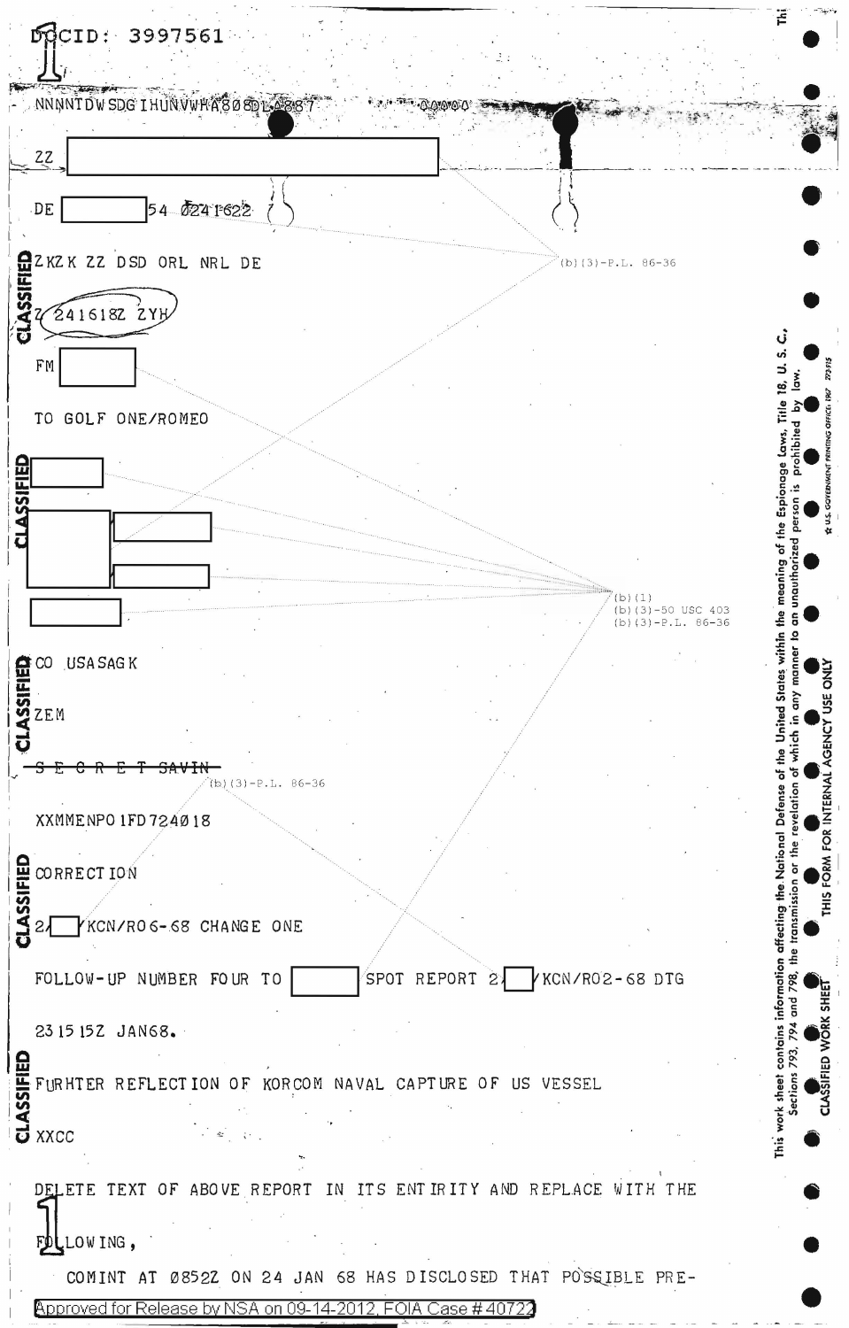DOCID: 3997561

NNNNTDWSDG IHUNVWHA808DLA887 00000

ZZ

DE 54 0241622

ZKZK ZZ DSD ORL NRL DE

(b)(3)-P.L. 86-36

Z 241618Z ZYH

FM

TO GOLF ONE/ROMEO

(b)(1)
(b)(3)-50 USC 403
(b)(3)-P.L. 86-36

CO USASAGK

ZEM

~~SECRET SAVIN~~

(b)(3)-P.L. 86-36

XXMMENPO1FD724018

CORRECTION

2/ /KCN/R06-68 CHANGE ONE

FOLLOW-UP NUMBER FOUR TO SPOT REPORT 2/ /KCN/R02-68 DTG

231515Z JAN68.

FURHTER REFLECTION OF KORCOM NAVAL CAPTURE OF US VESSEL

XXCC

DELETE TEXT OF ABOVE REPORT IN ITS ENTIRITY AND REPLACE WITH THE

FOLLOWING,

COMINT AT 0852Z ON 24 JAN 68 HAS DISCLOSED THAT POSSIBLE PRE-

Approved for Release by NSA on 09-14-2012, FOIA Case # 40722

This work sheet contains information affecting the National Defense of the United States within the meaning of the Espionage Laws, Title 18, U. S. C., Sections 793, 794 and 798, the transmission or the revelation of which in any manner to an unauthorized person is prohibited by law.

CLASSIFIED WORK SHEET

THIS FORM FOR INTERNAL AGENCY USE ONLY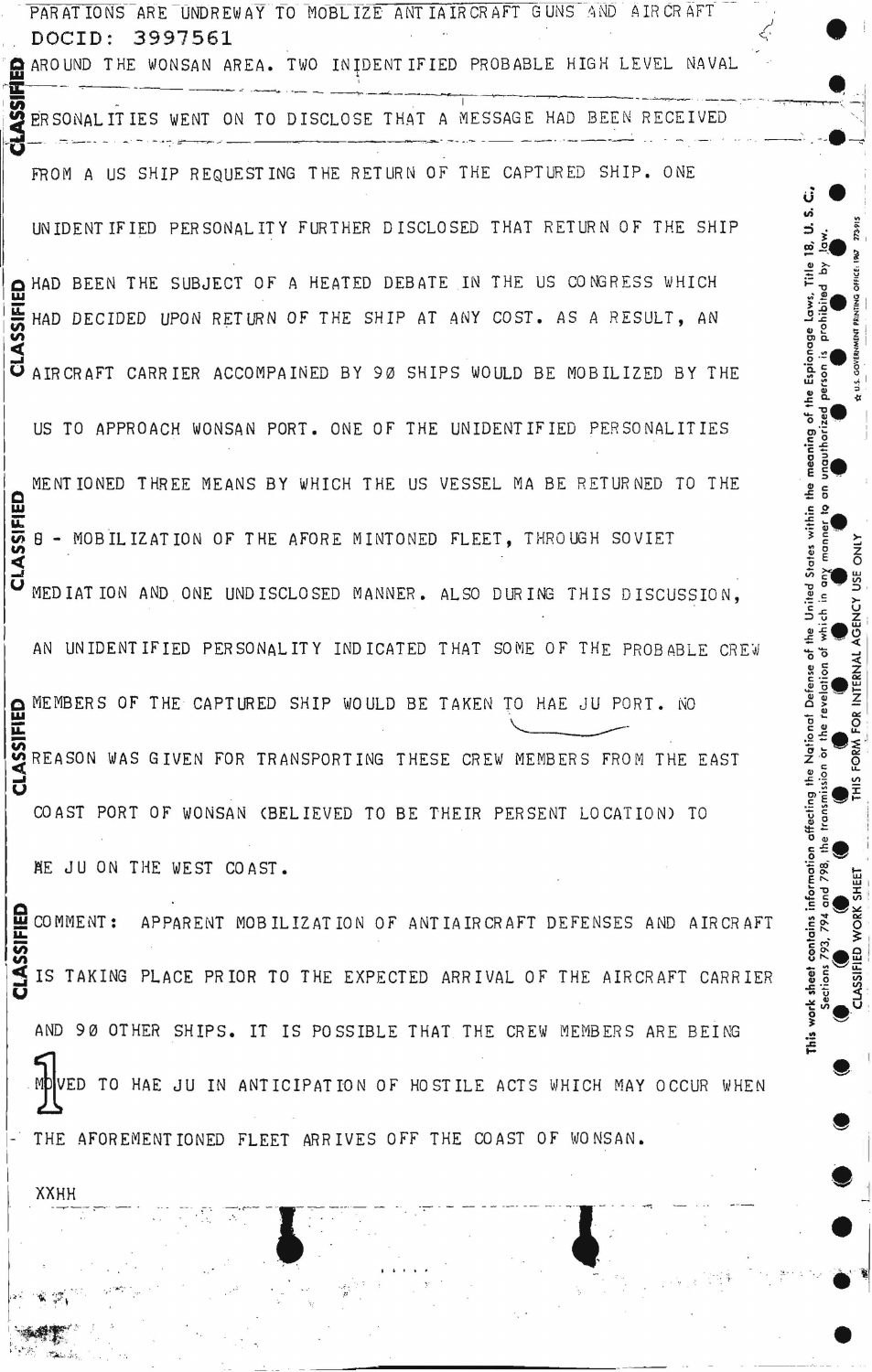PARATIONS ARE UNDREWAY TO MOBLIZE ANTIAIRCRAFT GUNS AND AIRCRAFT

DOCID: 3997561

AROUND THE WONSAN AREA. TWO INIDENTIFIED PROBABLE HIGH LEVEL NAVAL PERSONALITIES WENT ON TO DISCLOSE THAT A MESSAGE HAD BEEN RECEIVED FROM A US SHIP REQUESTING THE RETURN OF THE CAPTURED SHIP. ONE UNIDENTIFIED PERSONALITY FURTHER DISCLOSED THAT RETURN OF THE SHIP HAD BEEN THE SUBJECT OF A HEATED DEBATE IN THE US CONGRESS WHICH HAD DECIDED UPON RETURN OF THE SHIP AT ANY COST. AS A RESULT, AN AIRCRAFT CARRIER ACCOMPAINED BY 90 SHIPS WOULD BE MOBILIZED BY THE US TO APPROACH WONSAN PORT. ONE OF THE UNIDENTIFIED PERSONALITIES MENTIONED THREE MEANS BY WHICH THE US VESSEL MA BE RETURNED TO THE 8 - MOBILIZATION OF THE AFORE MINTONED FLEET, THROUGH SOVIET MEDIATION AND ONE UNDISCLOSED MANNER. ALSO DURING THIS DISCUSSION, AN UNIDENTIFIED PERSONALITY INDICATED THAT SOME OF THE PROBABLE CREW MEMBERS OF THE CAPTURED SHIP WOULD BE TAKEN TO HAE JU PORT. NO REASON WAS GIVEN FOR TRANSPORTING THESE CREW MEMBERS FROM THE EAST COAST PORT OF WONSAN (BELIEVED TO BE THEIR PERSENT LOCATION) TO HE JU ON THE WEST COAST.

COMMENT: APPARENT MOBILIZATION OF ANTIAIRCRAFT DEFENSES AND AIRCRAFT IS TAKING PLACE PRIOR TO THE EXPECTED ARRIVAL OF THE AIRCRAFT CARRIER AND 90 OTHER SHIPS. IT IS POSSIBLE THAT THE CREW MEMBERS ARE BEING MOVED TO HAE JU IN ANTICIPATION OF HOSTILE ACTS WHICH MAY OCCUR WHEN THE AFOREMENTIONED FLEET ARRIVES OFF THE COAST OF WONSAN.

XXHH

This work sheet contains information affecting the National Defense of the United States within the meaning of the Espionage Laws, Title 18, U. S. C., Sections 793, 794 and 798, the transmission or the revelation of which in any manner to an unauthorized person is prohibited by law.

CLASSIFIED WORK SHEET — THIS FORM FOR INTERNAL AGENCY USE ONLY